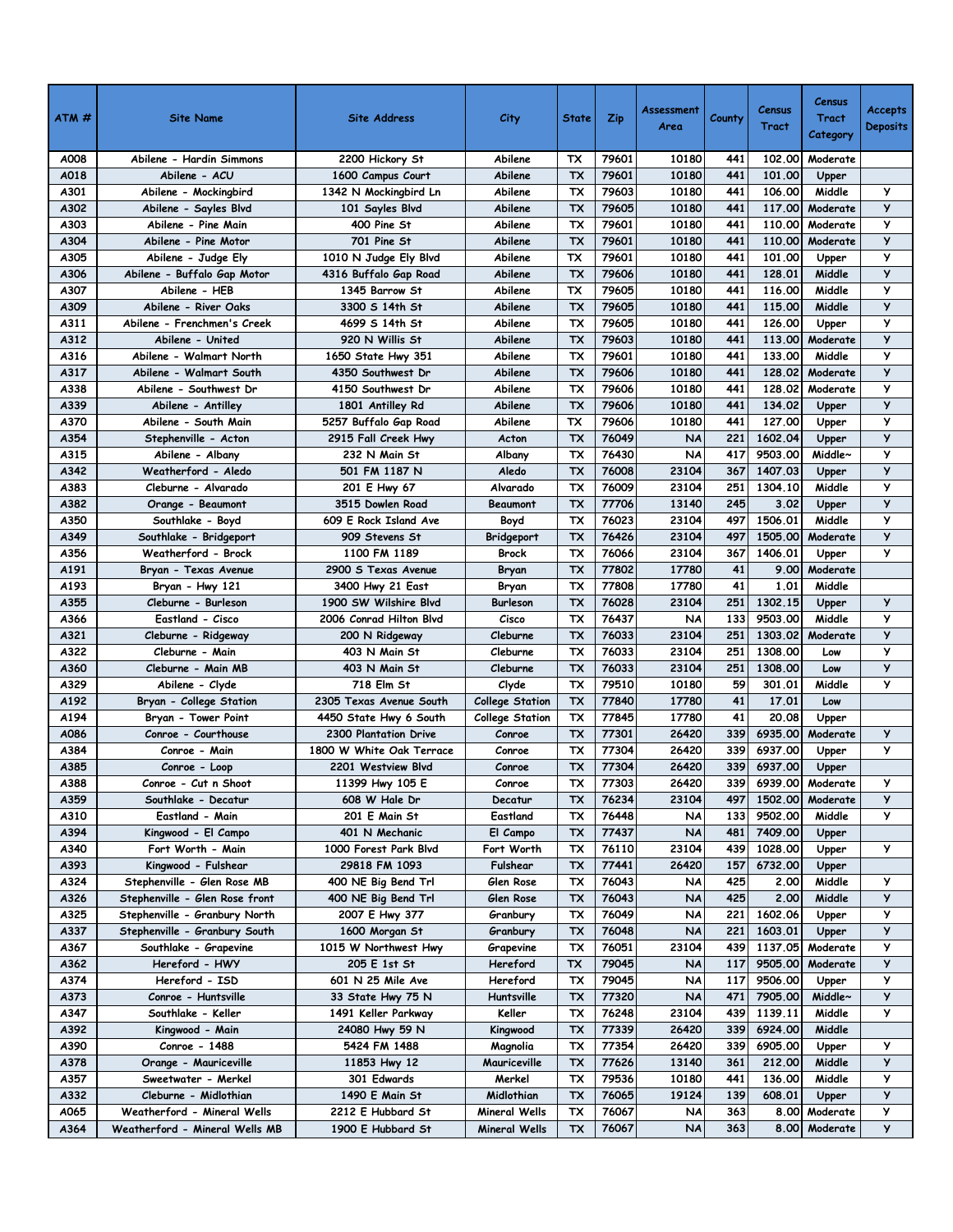| ATM # | Site Name | Site Address | City | State | Zip | Assessment Area | County | Census Tract | Census Tract Category | Accepts Deposits |
|---|---|---|---|---|---|---|---|---|---|---|
| A008 | Abilene - Hardin Simmons | 2200 Hickory St | Abilene | TX | 79601 | 10180 | 441 | 102.00 | Moderate | |
| A018 | Abilene - ACU | 1600 Campus Court | Abilene | TX | 79601 | 10180 | 441 | 101.00 | Upper | |
| A301 | Abilene - Mockingbird | 1342 N Mockingbird Ln | Abilene | TX | 79603 | 10180 | 441 | 106.00 | Middle | Y |
| A302 | Abilene - Sayles Blvd | 101 Sayles Blvd | Abilene | TX | 79605 | 10180 | 441 | 117.00 | Moderate | Y |
| A303 | Abilene - Pine Main | 400 Pine St | Abilene | TX | 79601 | 10180 | 441 | 110.00 | Moderate | Y |
| A304 | Abilene - Pine Motor | 701 Pine St | Abilene | TX | 79601 | 10180 | 441 | 110.00 | Moderate | Y |
| A305 | Abilene - Judge Ely | 1010 N Judge Ely Blvd | Abilene | TX | 79601 | 10180 | 441 | 101.00 | Upper | Y |
| A306 | Abilene - Buffalo Gap Motor | 4316 Buffalo Gap Road | Abilene | TX | 79606 | 10180 | 441 | 128.01 | Middle | Y |
| A307 | Abilene - HEB | 1345 Barrow St | Abilene | TX | 79605 | 10180 | 441 | 116.00 | Middle | Y |
| A309 | Abilene - River Oaks | 3300 S 14th St | Abilene | TX | 79605 | 10180 | 441 | 115.00 | Middle | Y |
| A311 | Abilene - Frenchmen's Creek | 4699 S 14th St | Abilene | TX | 79605 | 10180 | 441 | 126.00 | Upper | Y |
| A312 | Abilene - United | 920 N Willis St | Abilene | TX | 79603 | 10180 | 441 | 113.00 | Moderate | Y |
| A316 | Abilene - Walmart North | 1650 State Hwy 351 | Abilene | TX | 79601 | 10180 | 441 | 133.00 | Middle | Y |
| A317 | Abilene - Walmart South | 4350 Southwest Dr | Abilene | TX | 79606 | 10180 | 441 | 128.02 | Moderate | Y |
| A338 | Abilene - Southwest Dr | 4150 Southwest Dr | Abilene | TX | 79606 | 10180 | 441 | 128.02 | Moderate | Y |
| A339 | Abilene - Antilley | 1801 Antilley Rd | Abilene | TX | 79606 | 10180 | 441 | 134.02 | Upper | Y |
| A370 | Abilene - South Main | 5257 Buffalo Gap Road | Abilene | TX | 79606 | 10180 | 441 | 127.00 | Upper | Y |
| A354 | Stephenville - Acton | 2915 Fall Creek Hwy | Acton | TX | 76049 | NA | 221 | 1602.04 | Upper | Y |
| A315 | Abilene - Albany | 232 N Main St | Albany | TX | 76430 | NA | 417 | 9503.00 | Middle~ | Y |
| A342 | Weatherford - Aledo | 501 FM 1187 N | Aledo | TX | 76008 | 23104 | 367 | 1407.03 | Upper | Y |
| A383 | Cleburne - Alvarado | 201 E Hwy 67 | Alvarado | TX | 76009 | 23104 | 251 | 1304.10 | Middle | Y |
| A382 | Orange - Beaumont | 3515 Dowlen Road | Beaumont | TX | 77706 | 13140 | 245 | 3.02 | Upper | Y |
| A350 | Southlake - Boyd | 609 E Rock Island Ave | Boyd | TX | 76023 | 23104 | 497 | 1506.01 | Middle | Y |
| A349 | Southlake - Bridgeport | 909 Stevens St | Bridgeport | TX | 76426 | 23104 | 497 | 1505.00 | Moderate | Y |
| A356 | Weatherford - Brock | 1100 FM 1189 | Brock | TX | 76066 | 23104 | 367 | 1406.01 | Upper | Y |
| A191 | Bryan - Texas Avenue | 2900 S Texas Avenue | Bryan | TX | 77802 | 17780 | 41 | 9.00 | Moderate | |
| A193 | Bryan - Hwy 121 | 3400 Hwy 21 East | Bryan | TX | 77808 | 17780 | 41 | 1.01 | Middle | |
| A355 | Cleburne - Burleson | 1900 SW Wilshire Blvd | Burleson | TX | 76028 | 23104 | 251 | 1302.15 | Upper | Y |
| A366 | Eastland - Cisco | 2006 Conrad Hilton Blvd | Cisco | TX | 76437 | NA | 133 | 9503.00 | Middle | Y |
| A321 | Cleburne - Ridgeway | 200 N Ridgeway | Cleburne | TX | 76033 | 23104 | 251 | 1303.02 | Moderate | Y |
| A322 | Cleburne - Main | 403 N Main St | Cleburne | TX | 76033 | 23104 | 251 | 1308.00 | Low | Y |
| A360 | Cleburne - Main MB | 403 N Main St | Cleburne | TX | 76033 | 23104 | 251 | 1308.00 | Low | Y |
| A329 | Abilene - Clyde | 718 Elm St | Clyde | TX | 79510 | 10180 | 59 | 301.01 | Middle | Y |
| A192 | Bryan - College Station | 2305 Texas Avenue South | College Station | TX | 77840 | 17780 | 41 | 17.01 | Low | |
| A194 | Bryan - Tower Point | 4450 State Hwy 6 South | College Station | TX | 77845 | 17780 | 41 | 20.08 | Upper | |
| A086 | Conroe - Courthouse | 2300 Plantation Drive | Conroe | TX | 77301 | 26420 | 339 | 6935.00 | Moderate | Y |
| A384 | Conroe - Main | 1800 W White Oak Terrace | Conroe | TX | 77304 | 26420 | 339 | 6937.00 | Upper | Y |
| A385 | Conroe - Loop | 2201 Westview Blvd | Conroe | TX | 77304 | 26420 | 339 | 6937.00 | Upper | |
| A388 | Conroe - Cut n Shoot | 11399 Hwy 105 E | Conroe | TX | 77303 | 26420 | 339 | 6939.00 | Moderate | Y |
| A359 | Southlake - Decatur | 608 W Hale Dr | Decatur | TX | 76234 | 23104 | 497 | 1502.00 | Moderate | Y |
| A310 | Eastland - Main | 201 E Main St | Eastland | TX | 76448 | NA | 133 | 9502.00 | Middle | Y |
| A394 | Kingwood - El Campo | 401 N Mechanic | El Campo | TX | 77437 | NA | 481 | 7409.00 | Upper | |
| A340 | Fort Worth - Main | 1000 Forest Park Blvd | Fort Worth | TX | 76110 | 23104 | 439 | 1028.00 | Upper | Y |
| A393 | Kingwood - Fulshear | 29818 FM 1093 | Fulshear | TX | 77441 | 26420 | 157 | 6732.00 | Upper | |
| A324 | Stephenville - Glen Rose MB | 400 NE Big Bend Trl | Glen Rose | TX | 76043 | NA | 425 | 2.00 | Middle | Y |
| A326 | Stephenville - Glen Rose front | 400 NE Big Bend Trl | Glen Rose | TX | 76043 | NA | 425 | 2.00 | Middle | Y |
| A325 | Stephenville - Granbury North | 2007 E Hwy 377 | Granbury | TX | 76049 | NA | 221 | 1602.06 | Upper | Y |
| A337 | Stephenville - Granbury South | 1600 Morgan St | Granbury | TX | 76048 | NA | 221 | 1603.01 | Upper | Y |
| A367 | Southlake - Grapevine | 1015 W Northwest Hwy | Grapevine | TX | 76051 | 23104 | 439 | 1137.05 | Moderate | Y |
| A362 | Hereford - HWY | 205 E 1st St | Hereford | TX | 79045 | NA | 117 | 9505.00 | Moderate | Y |
| A374 | Hereford - ISD | 601 N 25 Mile Ave | Hereford | TX | 79045 | NA | 117 | 9506.00 | Upper | Y |
| A373 | Conroe - Huntsville | 33 State Hwy 75 N | Huntsville | TX | 77320 | NA | 471 | 7905.00 | Middle~ | Y |
| A347 | Southlake - Keller | 1491 Keller Parkway | Keller | TX | 76248 | 23104 | 439 | 1139.11 | Middle | Y |
| A392 | Kingwood - Main | 24080 Hwy 59 N | Kingwood | TX | 77339 | 26420 | 339 | 6924.00 | Middle | |
| A390 | Conroe - 1488 | 5424 FM 1488 | Magnolia | TX | 77354 | 26420 | 339 | 6905.00 | Upper | Y |
| A378 | Orange - Mauriceville | 11853 Hwy 12 | Mauriceville | TX | 77626 | 13140 | 361 | 212.00 | Middle | Y |
| A357 | Sweetwater - Merkel | 301 Edwards | Merkel | TX | 79536 | 10180 | 441 | 136.00 | Middle | Y |
| A332 | Cleburne - Midlothian | 1490 E Main St | Midlothian | TX | 76065 | 19124 | 139 | 608.01 | Upper | Y |
| A065 | Weatherford - Mineral Wells | 2212 E Hubbard St | Mineral Wells | TX | 76067 | NA | 363 | 8.00 | Moderate | Y |
| A364 | Weatherford - Mineral Wells MB | 1900 E Hubbard St | Mineral Wells | TX | 76067 | NA | 363 | 8.00 | Moderate | Y |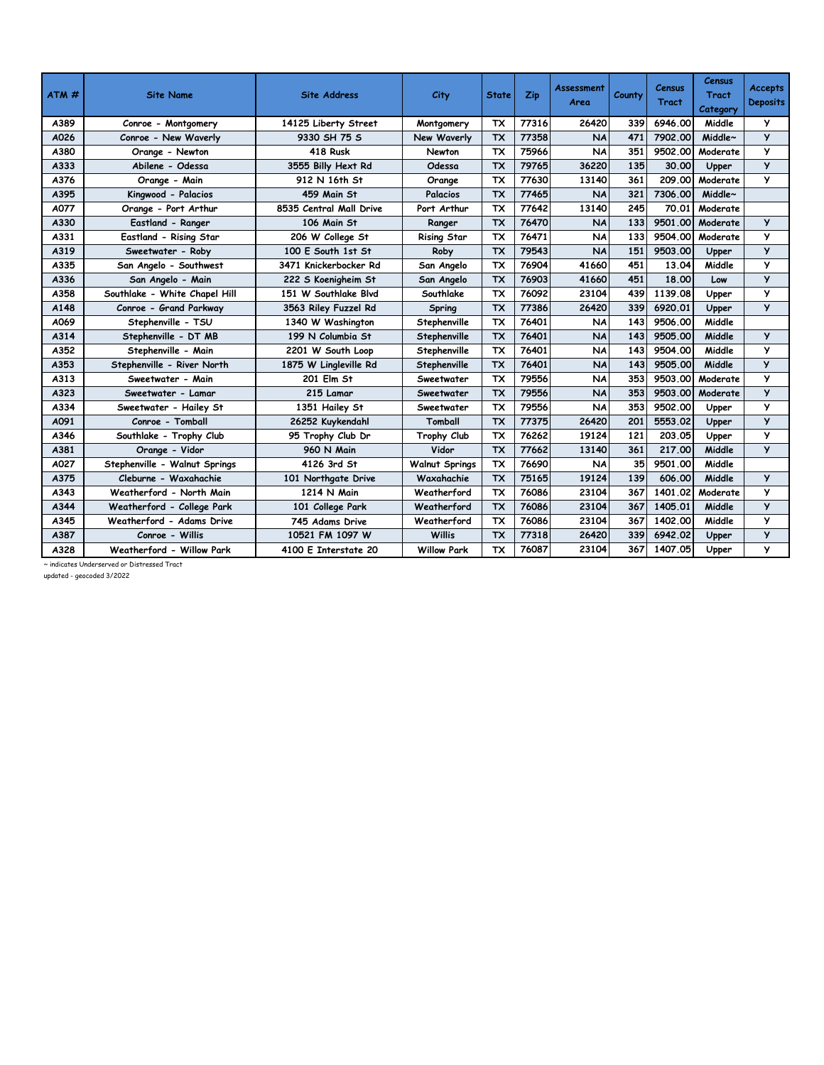| ATM # | Site Name | Site Address | City | State | Zip | Assessment Area | County | Census Tract | Census Tract Category | Accepts Deposits |
|---|---|---|---|---|---|---|---|---|---|---|
| A389 | Conroe - Montgomery | 14125 Liberty Street | Montgomery | TX | 77316 | 26420 | 339 | 6946.00 | Middle | Y |
| A026 | Conroe - New Waverly | 9330 SH 75 S | New Waverly | TX | 77358 | NA | 471 | 7902.00 | Middle~ | Y |
| A380 | Orange - Newton | 418 Rusk | Newton | TX | 75966 | NA | 351 | 9502.00 | Moderate | Y |
| A333 | Abilene - Odessa | 3555 Billy Hext Rd | Odessa | TX | 79765 | 36220 | 135 | 30.00 | Upper | Y |
| A376 | Orange - Main | 912 N 16th St | Orange | TX | 77630 | 13140 | 361 | 209.00 | Moderate | Y |
| A395 | Kingwood - Palacios | 459 Main St | Palacios | TX | 77465 | NA | 321 | 7306.00 | Middle~ | |
| A077 | Orange - Port Arthur | 8535 Central Mall Drive | Port Arthur | TX | 77642 | 13140 | 245 | 70.01 | Moderate | |
| A330 | Eastland - Ranger | 106 Main St | Ranger | TX | 76470 | NA | 133 | 9501.00 | Moderate | Y |
| A331 | Eastland - Rising Star | 206 W College St | Rising Star | TX | 76471 | NA | 133 | 9504.00 | Moderate | Y |
| A319 | Sweetwater - Roby | 100 E South 1st St | Roby | TX | 79543 | NA | 151 | 9503.00 | Upper | Y |
| A335 | San Angelo - Southwest | 3471 Knickerbocker Rd | San Angelo | TX | 76904 | 41660 | 451 | 13.04 | Middle | Y |
| A336 | San Angelo - Main | 222 S Koenigheim St | San Angelo | TX | 76903 | 41660 | 451 | 18.00 | Low | Y |
| A358 | Southlake - White Chapel Hill | 151 W Southlake Blvd | Southlake | TX | 76092 | 23104 | 439 | 1139.08 | Upper | Y |
| A148 | Conroe - Grand Parkway | 3563 Riley Fuzzel Rd | Spring | TX | 77386 | 26420 | 339 | 6920.01 | Upper | Y |
| A069 | Stephenville - TSU | 1340 W Washington | Stephenville | TX | 76401 | NA | 143 | 9506.00 | Middle | |
| A314 | Stephenville - DT MB | 199 N Columbia St | Stephenville | TX | 76401 | NA | 143 | 9505.00 | Middle | Y |
| A352 | Stephenville - Main | 2201 W South Loop | Stephenville | TX | 76401 | NA | 143 | 9504.00 | Middle | Y |
| A353 | Stephenville - River North | 1875 W Lingleville Rd | Stephenville | TX | 76401 | NA | 143 | 9505.00 | Middle | Y |
| A313 | Sweetwater - Main | 201 Elm St | Sweetwater | TX | 79556 | NA | 353 | 9503.00 | Moderate | Y |
| A323 | Sweetwater - Lamar | 215 Lamar | Sweetwater | TX | 79556 | NA | 353 | 9503.00 | Moderate | Y |
| A334 | Sweetwater - Hailey St | 1351 Hailey St | Sweetwater | TX | 79556 | NA | 353 | 9502.00 | Upper | Y |
| A091 | Conroe - Tomball | 26252 Kuykendahl | Tomball | TX | 77375 | 26420 | 201 | 5553.02 | Upper | Y |
| A346 | Southlake - Trophy Club | 95 Trophy Club Dr | Trophy Club | TX | 76262 | 19124 | 121 | 203.05 | Upper | Y |
| A381 | Orange - Vidor | 960 N Main | Vidor | TX | 77662 | 13140 | 361 | 217.00 | Middle | Y |
| A027 | Stephenville - Walnut Springs | 4126 3rd St | Walnut Springs | TX | 76690 | NA | 35 | 9501.00 | Middle | |
| A375 | Cleburne - Waxahachie | 101 Northgate Drive | Waxahachie | TX | 75165 | 19124 | 139 | 606.00 | Middle | Y |
| A343 | Weatherford - North Main | 1214 N Main | Weatherford | TX | 76086 | 23104 | 367 | 1401.02 | Moderate | Y |
| A344 | Weatherford - College Park | 101 College Park | Weatherford | TX | 76086 | 23104 | 367 | 1405.01 | Middle | Y |
| A345 | Weatherford - Adams Drive | 745 Adams Drive | Weatherford | TX | 76086 | 23104 | 367 | 1402.00 | Middle | Y |
| A387 | Conroe - Willis | 10521 FM 1097 W | Willis | TX | 77318 | 26420 | 339 | 6942.02 | Upper | Y |
| A328 | Weatherford - Willow Park | 4100 E Interstate 20 | Willow Park | TX | 76087 | 23104 | 367 | 1407.05 | Upper | Y |

~ indicates Underserved or Distressed Tract

updated - geocoded 3/2022